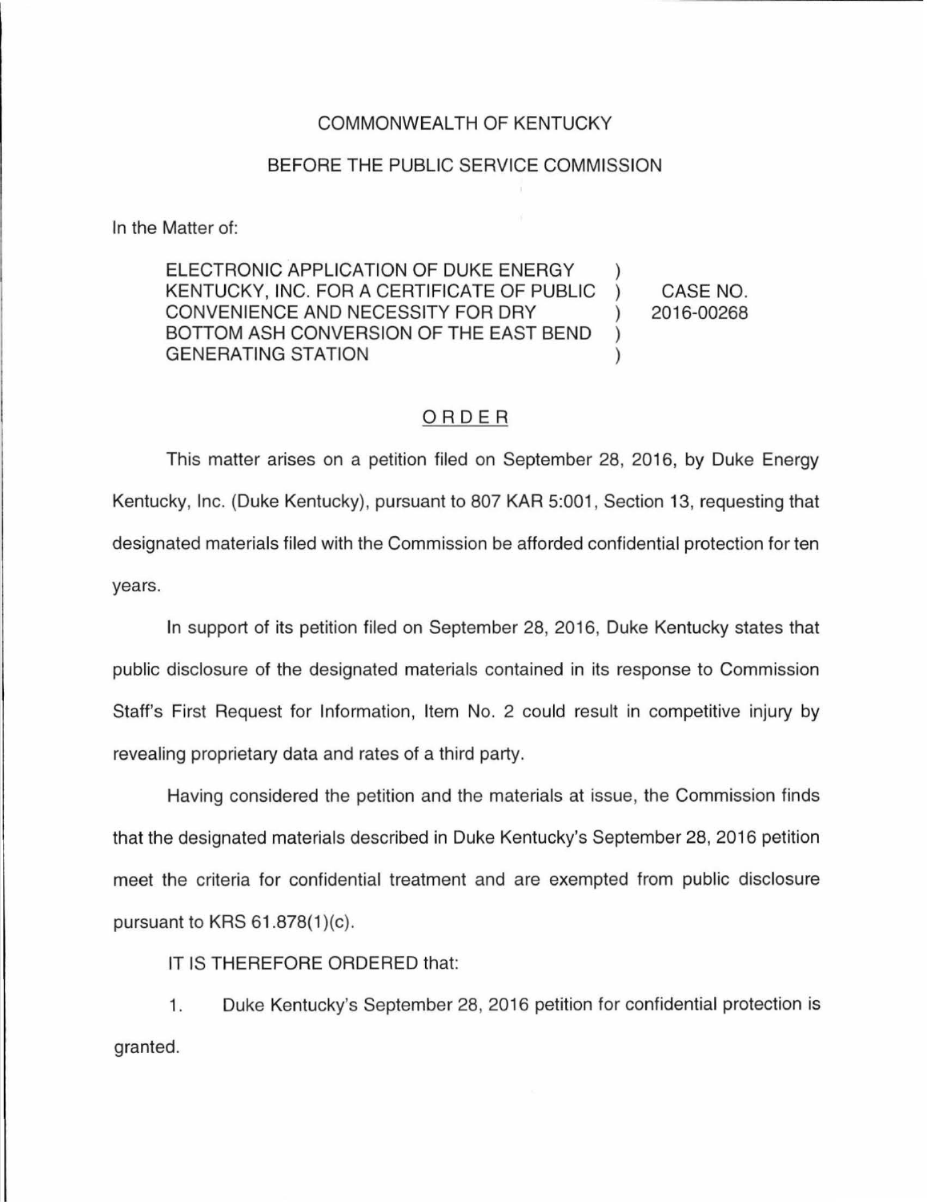COMMONWEALTH OF KENTUCKY

BEFORE THE PUBLIC SERVICE COMMISSION

In the Matter of:

| | | |
|---|---|---|
| ELECTRONIC APPLICATION OF DUKE ENERGY KENTUCKY, INC. FOR A CERTIFICATE OF PUBLIC CONVENIENCE AND NECESSITY FOR DRY BOTTOM ASH CONVERSION OF THE EAST BEND GENERATING STATION | ) | CASE NO. 2016-00268 |

## ORDER

This matter arises on a petition filed on September 28, 2016, by Duke Energy Kentucky, Inc. (Duke Kentucky), pursuant to 807 KAR 5:001, Section 13, requesting that designated materials filed with the Commission be afforded confidential protection for ten years.

In support of its petition filed on September 28, 2016, Duke Kentucky states that public disclosure of the designated materials contained in its response to Commission Staff's First Request for Information, Item No. 2 could result in competitive injury by revealing proprietary data and rates of a third party.

Having considered the petition and the materials at issue, the Commission finds that the designated materials described in Duke Kentucky's September 28, 2016 petition meet the criteria for confidential treatment and are exempted from public disclosure pursuant to KRS 61.878(1)(c).

IT IS THEREFORE ORDERED that:

1. Duke Kentucky's September 28, 2016 petition for confidential protection is granted.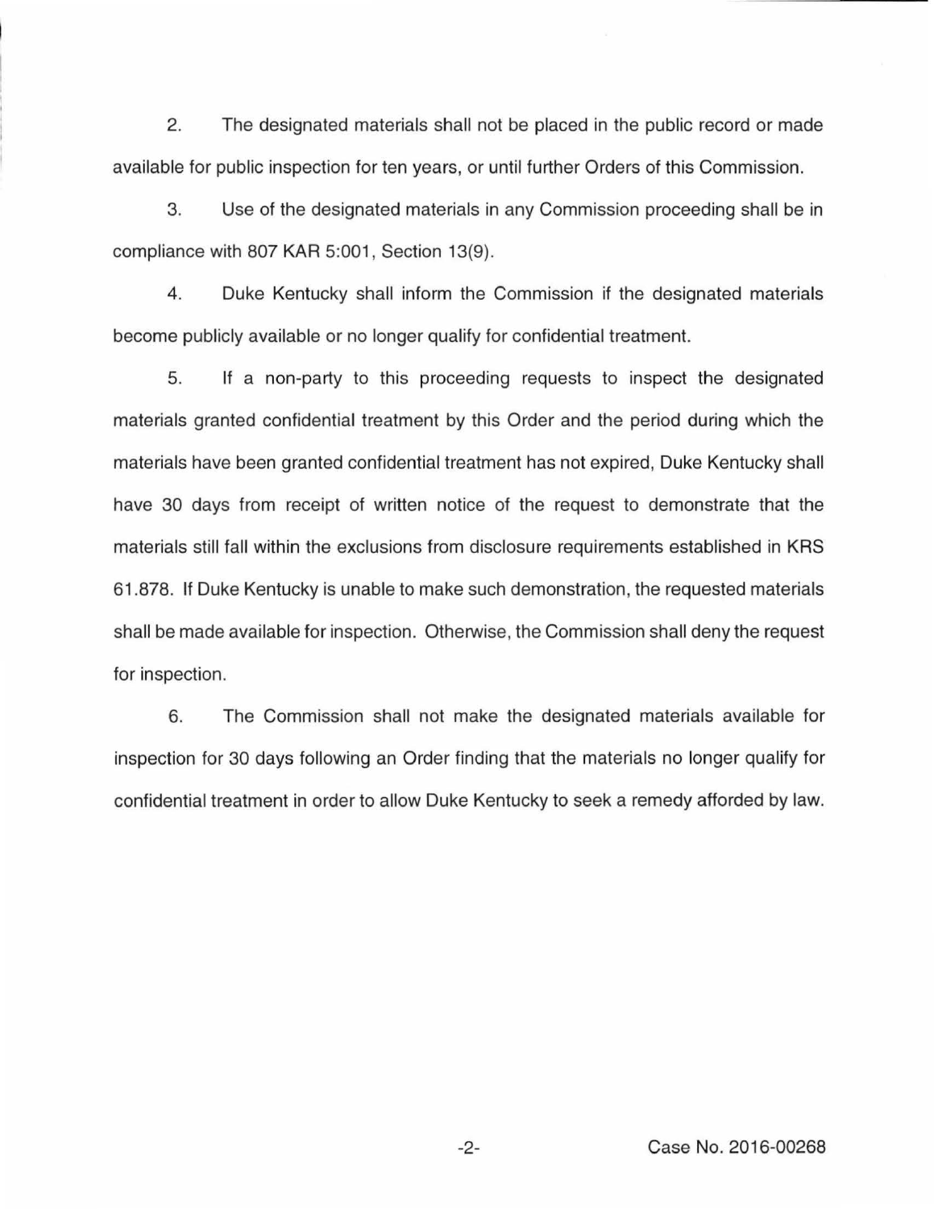2. The designated materials shall not be placed in the public record or made available for public inspection for ten years, or until further Orders of this Commission.

3. Use of the designated materials in any Commission proceeding shall be in compliance with 807 KAR 5:001, Section 13(9).

4. Duke Kentucky shall inform the Commission if the designated materials become publicly available or no longer qualify for confidential treatment.

5. If a non-party to this proceeding requests to inspect the designated materials granted confidential treatment by this Order and the period during which the materials have been granted confidential treatment has not expired, Duke Kentucky shall have 30 days from receipt of written notice of the request to demonstrate that the materials still fall within the exclusions from disclosure requirements established in KRS 61.878. If Duke Kentucky is unable to make such demonstration, the requested materials shall be made available for inspection. Otherwise, the Commission shall deny the request for inspection.

6. The Commission shall not make the designated materials available for inspection for 30 days following an Order finding that the materials no longer qualify for confidential treatment in order to allow Duke Kentucky to seek a remedy afforded by law.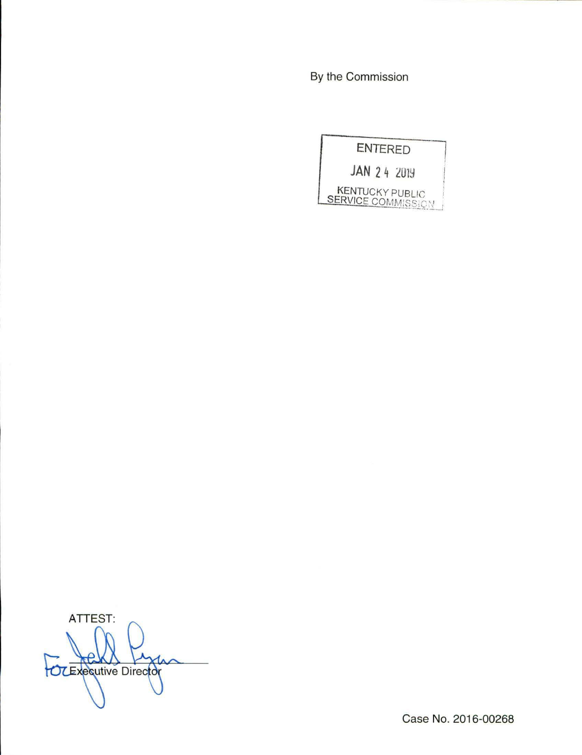By the Commission

ENTERED

JAN 24 2019

KENTUCKY PUBLIC SERVICE COMMISSION

ATTEST:

For Executive Director

Case No. 2016-00268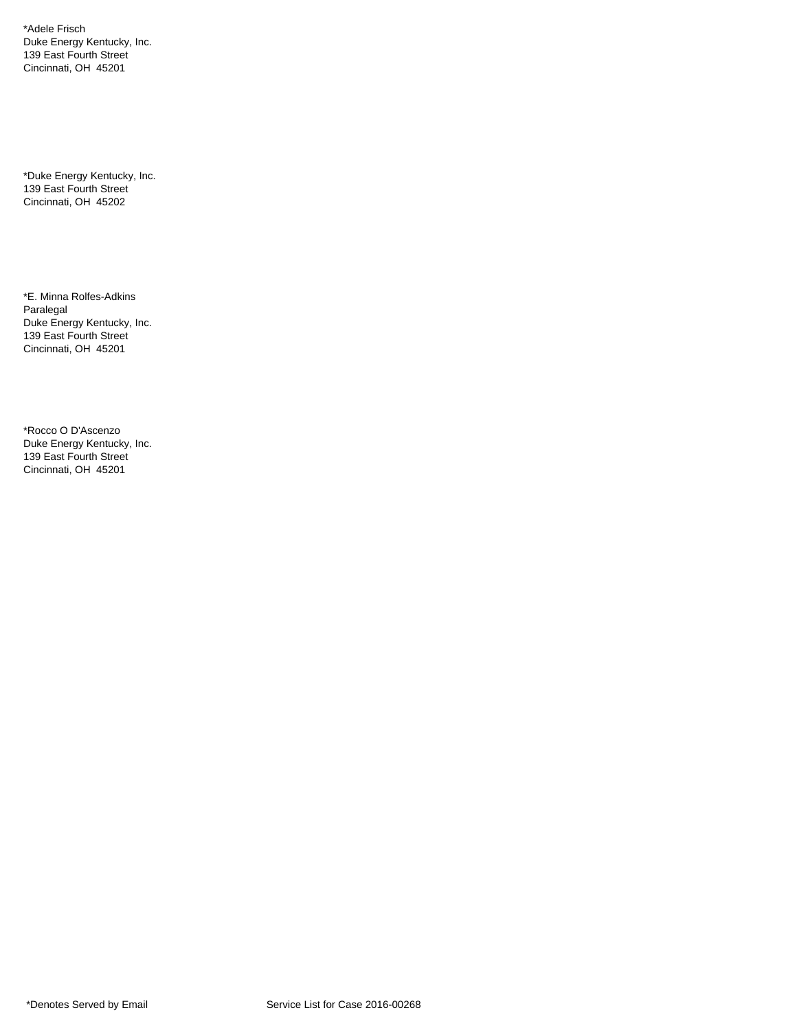*Adele Frisch
Duke Energy Kentucky, Inc.
139 East Fourth Street
Cincinnati, OH  45201

*Duke Energy Kentucky, Inc.
139 East Fourth Street
Cincinnati, OH  45202

*E. Minna Rolfes-Adkins
Paralegal
Duke Energy Kentucky, Inc.
139 East Fourth Street
Cincinnati, OH  45201

*Rocco O D'Ascenzo
Duke Energy Kentucky, Inc.
139 East Fourth Street
Cincinnati, OH  45201

*Denotes Served by Email

Service List for Case 2016-00268